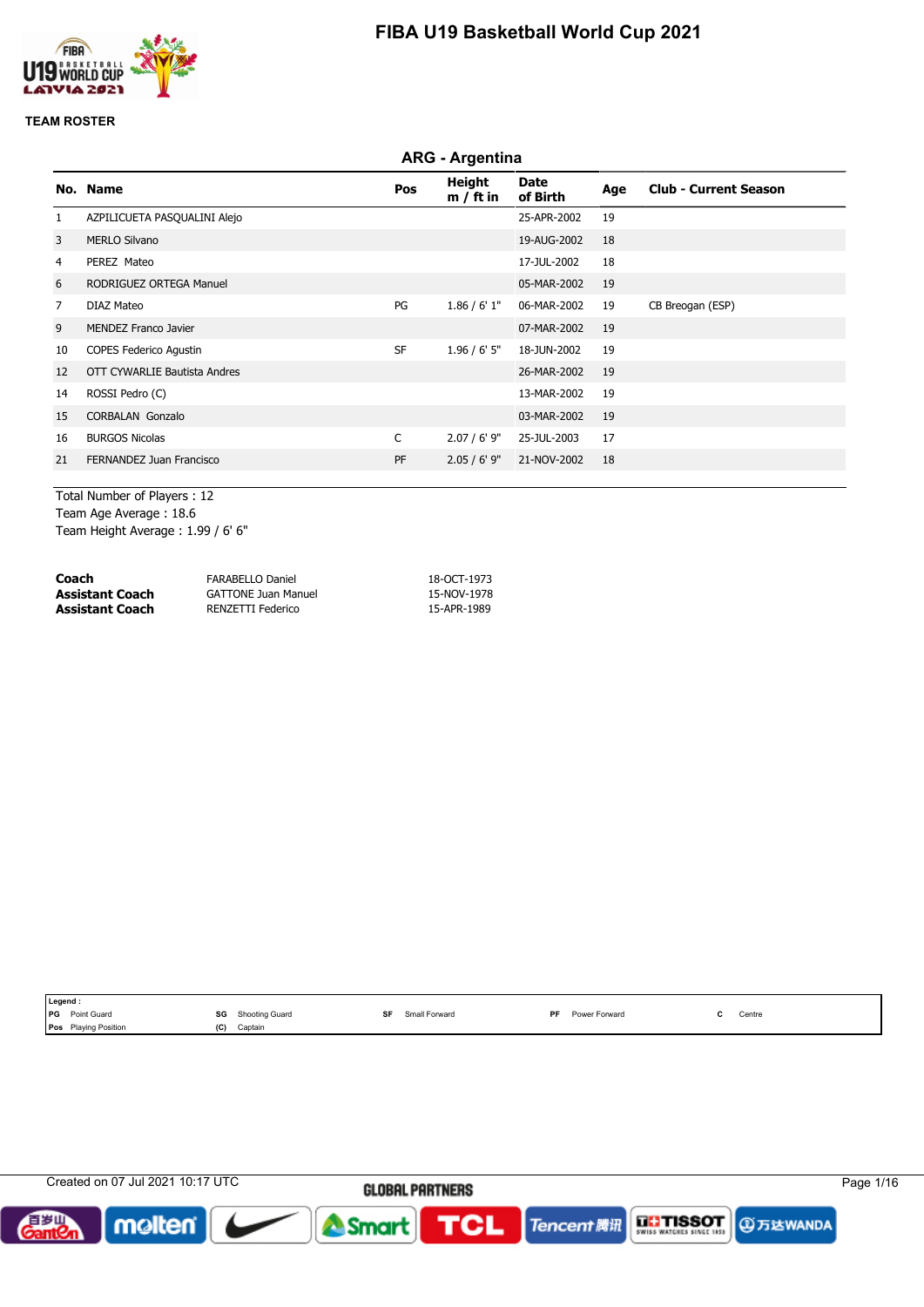# FIBA U19 Basketball World Cup 2021

**TEAM ROSTER**

## ARG - Argentina

| No. | Name | Pos | Height m / ft in | Date of Birth | Age | Club - Current Season |
|---|---|---|---|---|---|---|
| 1 | AZPILICUETA PASQUALINI Alejo | | | 25-APR-2002 | 19 | |
| 3 | MERLO Silvano | | | 19-AUG-2002 | 18 | |
| 4 | PEREZ Mateo | | | 17-JUL-2002 | 18 | |
| 6 | RODRIGUEZ ORTEGA Manuel | | | 05-MAR-2002 | 19 | |
| 7 | DIAZ Mateo | PG | 1.86 / 6' 1" | 06-MAR-2002 | 19 | CB Breogan (ESP) |
| 9 | MENDEZ Franco Javier | | | 07-MAR-2002 | 19 | |
| 10 | COPES Federico Agustin | SF | 1.96 / 6' 5" | 18-JUN-2002 | 19 | |
| 12 | OTT CYWARLIE Bautista Andres | | | 26-MAR-2002 | 19 | |
| 14 | ROSSI Pedro (C) | | | 13-MAR-2002 | 19 | |
| 15 | CORBALAN Gonzalo | | | 03-MAR-2002 | 19 | |
| 16 | BURGOS Nicolas | C | 2.07 / 6' 9" | 25-JUL-2003 | 17 | |
| 21 | FERNANDEZ Juan Francisco | PF | 2.05 / 6' 9" | 21-NOV-2002 | 18 | |

Total Number of Players : 12
Team Age Average : 18.6
Team Height Average : 1.99 / 6' 6"

| | | |
|---|---|---|
| **Coach** | FARABELLO Daniel | 18-OCT-1973 |
| **Assistant Coach** | GATTONE Juan Manuel | 15-NOV-1978 |
| **Assistant Coach** | RENZETTI Federico | 15-APR-1989 |

**Legend :**

| | | | | | | | | | |
|---|---|---|---|---|---|---|---|---|---|
| PG | Point Guard | SG | Shooting Guard | SF | Small Forward | PF | Power Forward | C | Centre |
| Pos | Playing Position | (C) | Captain | | | | | | |

Created on 07 Jul 2021 10:17 UTC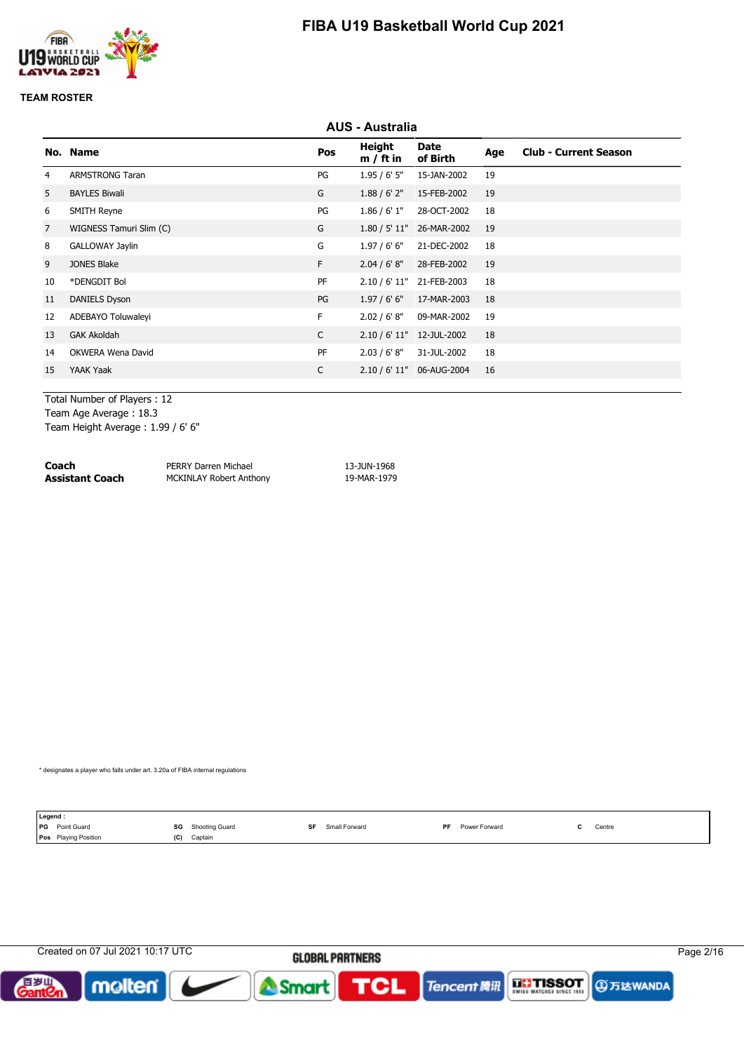# FIBA U19 Basketball World Cup 2021

## TEAM ROSTER

### AUS - Australia

| No. | Name | Pos | Height m / ft in | Date of Birth | Age | Club - Current Season |
|---|---|---|---|---|---|---|
| 4 | ARMSTRONG Taran | PG | 1.95 / 6' 5" | 15-JAN-2002 | 19 | |
| 5 | BAYLES Biwali | G | 1.88 / 6' 2" | 15-FEB-2002 | 19 | |
| 6 | SMITH Reyne | PG | 1.86 / 6' 1" | 28-OCT-2002 | 18 | |
| 7 | WIGNESS Tamuri Slim (C) | G | 1.80 / 5' 11" | 26-MAR-2002 | 19 | |
| 8 | GALLOWAY Jaylin | G | 1.97 / 6' 6" | 21-DEC-2002 | 18 | |
| 9 | JONES Blake | F | 2.04 / 6' 8" | 28-FEB-2002 | 19 | |
| 10 | *DENGDIT Bol | PF | 2.10 / 6' 11" | 21-FEB-2003 | 18 | |
| 11 | DANIELS Dyson | PG | 1.97 / 6' 6" | 17-MAR-2003 | 18 | |
| 12 | ADEBAYO Toluwaleyi | F | 2.02 / 6' 8" | 09-MAR-2002 | 19 | |
| 13 | GAK Akoldah | C | 2.10 / 6' 11" | 12-JUL-2002 | 18 | |
| 14 | OKWERA Wena David | PF | 2.03 / 6' 8" | 31-JUL-2002 | 18 | |
| 15 | YAAK Yaak | C | 2.10 / 6' 11" | 06-AUG-2004 | 16 | |

Total Number of Players : 12
Team Age Average : 18.3
Team Height Average : 1.99 / 6' 6"

| | | |
|---|---|---|
| **Coach** | PERRY Darren Michael | 13-JUN-1968 |
| **Assistant Coach** | MCKINLAY Robert Anthony | 19-MAR-1979 |

* designates a player who falls under art. 3.20a of FIBA internal regulations

**Legend :**

| | | | | | | | | | |
|---|---|---|---|---|---|---|---|---|---|
| **PG** | Point Guard | **SG** | Shooting Guard | **SF** | Small Forward | **PF** | Power Forward | **C** | Centre |
| **Pos** | Playing Position | **(C)** | Captain | | | | | | |

Created on 07 Jul 2021 10:17 UTC

GLOBAL PARTNERS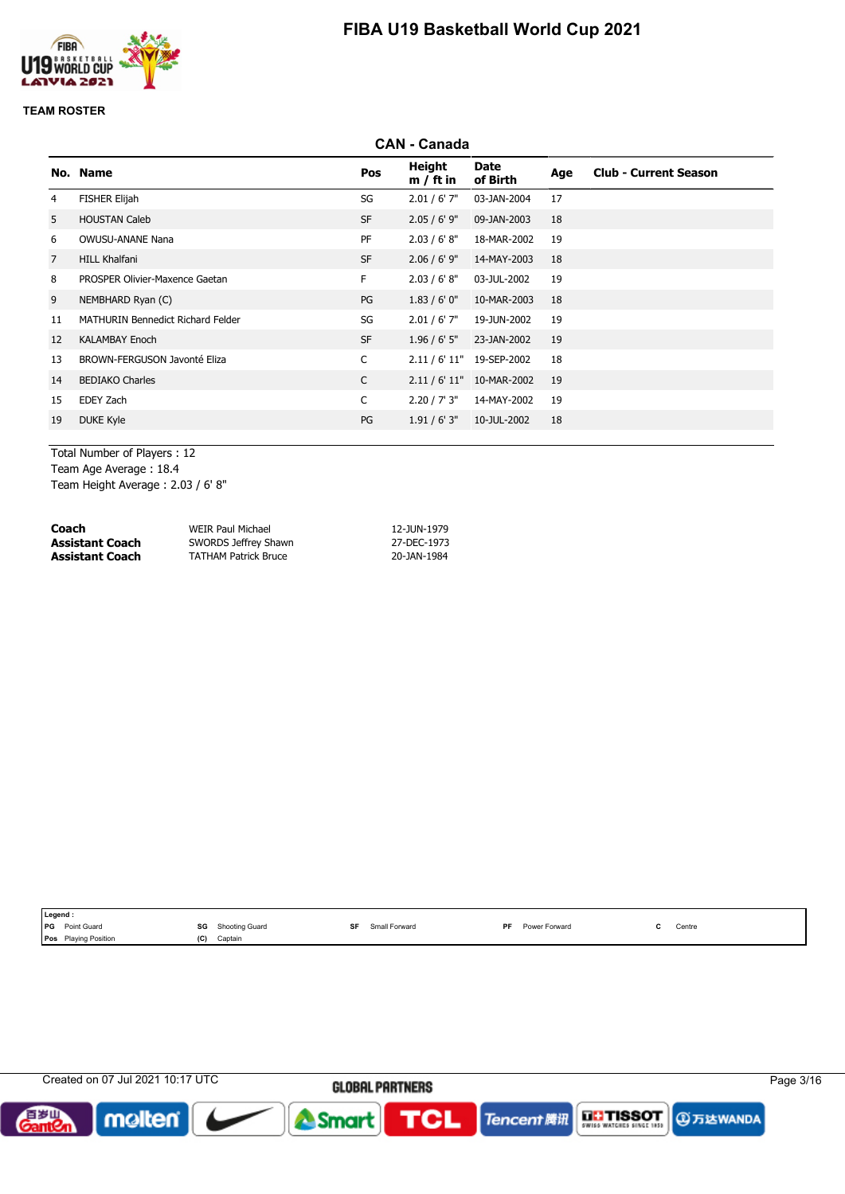# FIBA U19 Basketball World Cup 2021

**TEAM ROSTER**

## CAN - Canada

| No. | Name | Pos | Height m / ft in | Date of Birth | Age | Club - Current Season |
|---|---|---|---|---|---|---|
| 4 | FISHER Elijah | SG | 2.01 / 6' 7" | 03-JAN-2004 | 17 | |
| 5 | HOUSTAN Caleb | SF | 2.05 / 6' 9" | 09-JAN-2003 | 18 | |
| 6 | OWUSU-ANANE Nana | PF | 2.03 / 6' 8" | 18-MAR-2002 | 19 | |
| 7 | HILL Khalfani | SF | 2.06 / 6' 9" | 14-MAY-2003 | 18 | |
| 8 | PROSPER Olivier-Maxence Gaetan | F | 2.03 / 6' 8" | 03-JUL-2002 | 19 | |
| 9 | NEMBHARD Ryan (C) | PG | 1.83 / 6' 0" | 10-MAR-2003 | 18 | |
| 11 | MATHURIN Bennedict Richard Felder | SG | 2.01 / 6' 7" | 19-JUN-2002 | 19 | |
| 12 | KALAMBAY Enoch | SF | 1.96 / 6' 5" | 23-JAN-2002 | 19 | |
| 13 | BROWN-FERGUSON Javonté Eliza | C | 2.11 / 6' 11" | 19-SEP-2002 | 18 | |
| 14 | BEDIAKO Charles | C | 2.11 / 6' 11" | 10-MAR-2002 | 19 | |
| 15 | EDEY Zach | C | 2.20 / 7' 3" | 14-MAY-2002 | 19 | |
| 19 | DUKE Kyle | PG | 1.91 / 6' 3" | 10-JUL-2002 | 18 | |

Total Number of Players : 12
Team Age Average : 18.4
Team Height Average : 2.03 / 6' 8"

| | | |
|---|---|---|
| **Coach** | WEIR Paul Michael | 12-JUN-1979 |
| **Assistant Coach** | SWORDS Jeffrey Shawn | 27-DEC-1973 |
| **Assistant Coach** | TATHAM Patrick Bruce | 20-JAN-1984 |

**Legend :**

| | | | | | | | | | |
|---|---|---|---|---|---|---|---|---|---|
| PG | Point Guard | SG | Shooting Guard | SF | Small Forward | PF | Power Forward | C | Centre |
| Pos | Playing Position | (C) | Captain | | | | | | |

Created on 07 Jul 2021 10:17 UTC

GLOBAL PARTNERS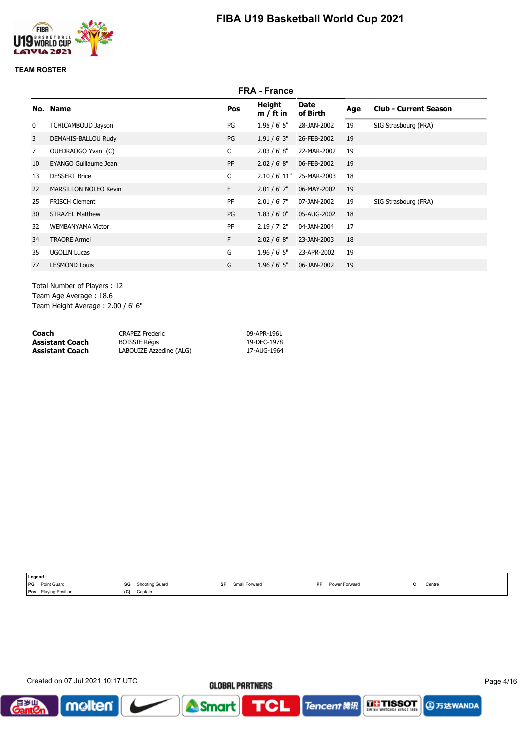# FIBA U19 Basketball World Cup 2021

**TEAM ROSTER**

## FRA - France

| No. | Name | Pos | Height m / ft in | Date of Birth | Age | Club - Current Season |
|---|---|---|---|---|---|---|
| 0 | TCHICAMBOUD Jayson | PG | 1.95 / 6' 5" | 28-JAN-2002 | 19 | SIG Strasbourg (FRA) |
| 3 | DEMAHIS-BALLOU Rudy | PG | 1.91 / 6' 3" | 26-FEB-2002 | 19 | |
| 7 | OUEDRAOGO Yvan (C) | C | 2.03 / 6' 8" | 22-MAR-2002 | 19 | |
| 10 | EYANGO Guillaume Jean | PF | 2.02 / 6' 8" | 06-FEB-2002 | 19 | |
| 13 | DESSERT Brice | C | 2.10 / 6' 11" | 25-MAR-2003 | 18 | |
| 22 | MARSILLON NOLEO Kevin | F | 2.01 / 6' 7" | 06-MAY-2002 | 19 | |
| 25 | FRISCH Clement | PF | 2.01 / 6' 7" | 07-JAN-2002 | 19 | SIG Strasbourg (FRA) |
| 30 | STRAZEL Matthew | PG | 1.83 / 6' 0" | 05-AUG-2002 | 18 | |
| 32 | WEMBANYAMA Victor | PF | 2.19 / 7' 2" | 04-JAN-2004 | 17 | |
| 34 | TRAORE Armel | F | 2.02 / 6' 8" | 23-JAN-2003 | 18 | |
| 35 | UGOLIN Lucas | G | 1.96 / 6' 5" | 23-APR-2002 | 19 | |
| 77 | LESMOND Louis | G | 1.96 / 6' 5" | 06-JAN-2002 | 19 | |

Total Number of Players : 12
Team Age Average : 18.6
Team Height Average : 2.00 / 6' 6"

| | | |
|---|---|---|
| **Coach** | CRAPEZ Frederic | 09-APR-1961 |
| **Assistant Coach** | BOISSIE Régis | 19-DEC-1978 |
| **Assistant Coach** | LABOUIZE Azzedine (ALG) | 17-AUG-1964 |

**Legend :**

| | | | | | | | | | |
|---|---|---|---|---|---|---|---|---|---|
| PG | Point Guard | SG | Shooting Guard | SF | Small Forward | PF | Power Forward | C | Centre |
| Pos | Playing Position | (C) | Captain | | | | | | |

Created on 07 Jul 2021 10:17 UTC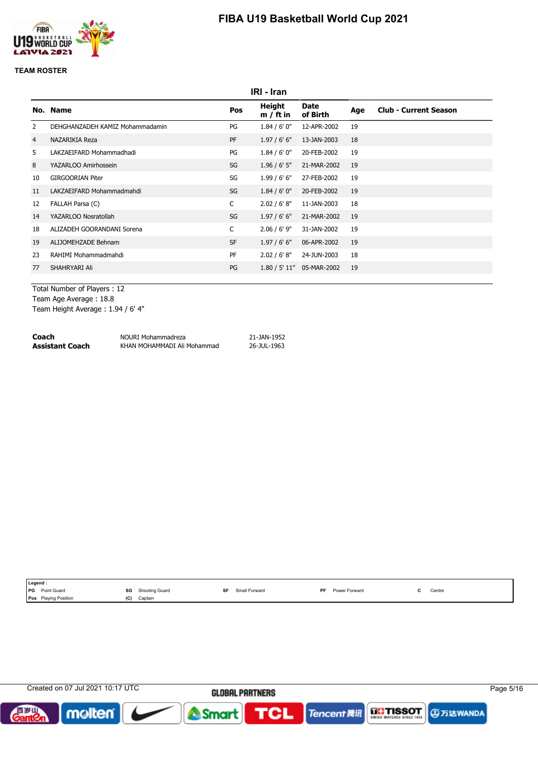# FIBA U19 Basketball World Cup 2021

## TEAM ROSTER

### IRI - Iran

| No. | Name | Pos | Height m / ft in | Date of Birth | Age | Club - Current Season |
|---|---|---|---|---|---|---|
| 2 | DEHGHANZADEH KAMIZ Mohammadamin | PG | 1.84 / 6' 0" | 12-APR-2002 | 19 | |
| 4 | NAZARIKIA Reza | PF | 1.97 / 6' 6" | 13-JAN-2003 | 18 | |
| 5 | LAKZAEIFARD Mohammadhadi | PG | 1.84 / 6' 0" | 20-FEB-2002 | 19 | |
| 8 | YAZARLOO Amirhossein | SG | 1.96 / 6' 5" | 21-MAR-2002 | 19 | |
| 10 | GIRGOORIAN Piter | SG | 1.99 / 6' 6" | 27-FEB-2002 | 19 | |
| 11 | LAKZAEIFARD Mohammadmahdi | SG | 1.84 / 6' 0" | 20-FEB-2002 | 19 | |
| 12 | FALLAH Parsa (C) | C | 2.02 / 6' 8" | 11-JAN-2003 | 18 | |
| 14 | YAZARLOO Nosratollah | SG | 1.97 / 6' 6" | 21-MAR-2002 | 19 | |
| 18 | ALIZADEH GOORANDANI Sorena | C | 2.06 / 6' 9" | 31-JAN-2002 | 19 | |
| 19 | ALIJOMEHZADE Behnam | SF | 1.97 / 6' 6" | 06-APR-2002 | 19 | |
| 23 | RAHIMI Mohammadmahdi | PF | 2.02 / 6' 8" | 24-JUN-2003 | 18 | |
| 77 | SHAHRYARI Ali | PG | 1.80 / 5' 11" | 05-MAR-2002 | 19 | |

Total Number of Players : 12
Team Age Average : 18.8
Team Height Average : 1.94 / 6' 4"

| | | |
|---|---|---|
| **Coach** | NOURI Mohammadreza | 21-JAN-1952 |
| **Assistant Coach** | KHAN MOHAMMADI Ali Mohammad | 26-JUL-1963 |

**Legend :**
PG Point Guard — SG Shooting Guard — SF Small Forward — PF Power Forward — C Centre
Pos Playing Position — (C) Captain

Created on 07 Jul 2021 10:17 UTC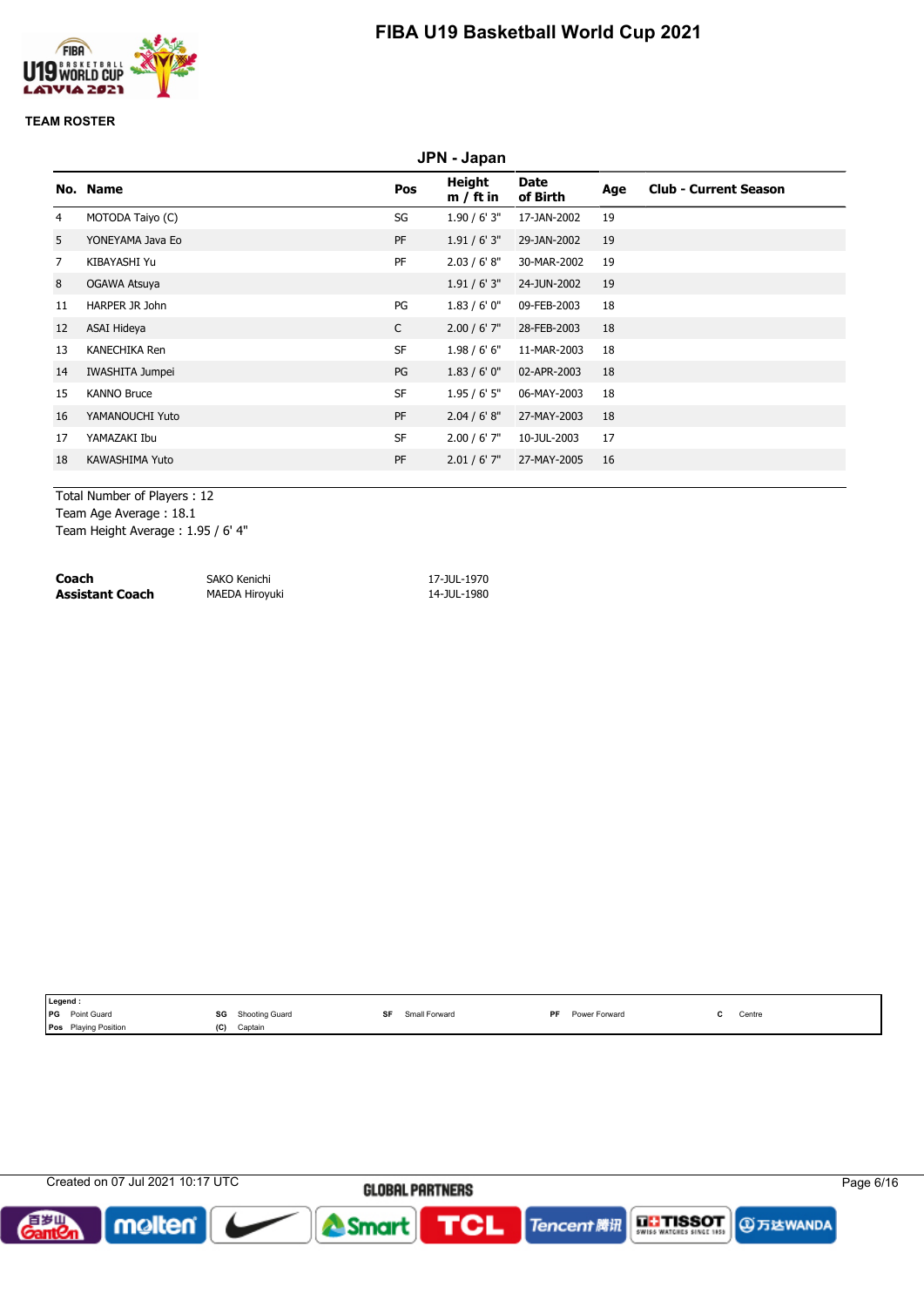# FIBA U19 Basketball World Cup 2021

**TEAM ROSTER**

## JPN - Japan

| No. | Name | Pos | Height m / ft in | Date of Birth | Age | Club - Current Season |
|---|---|---|---|---|---|---|
| 4 | MOTODA Taiyo (C) | SG | 1.90 / 6' 3" | 17-JAN-2002 | 19 | |
| 5 | YONEYAMA Java Eo | PF | 1.91 / 6' 3" | 29-JAN-2002 | 19 | |
| 7 | KIBAYASHI Yu | PF | 2.03 / 6' 8" | 30-MAR-2002 | 19 | |
| 8 | OGAWA Atsuya | | 1.91 / 6' 3" | 24-JUN-2002 | 19 | |
| 11 | HARPER JR John | PG | 1.83 / 6' 0" | 09-FEB-2003 | 18 | |
| 12 | ASAI Hideya | C | 2.00 / 6' 7" | 28-FEB-2003 | 18 | |
| 13 | KANECHIKA Ren | SF | 1.98 / 6' 6" | 11-MAR-2003 | 18 | |
| 14 | IWASHITA Jumpei | PG | 1.83 / 6' 0" | 02-APR-2003 | 18 | |
| 15 | KANNO Bruce | SF | 1.95 / 6' 5" | 06-MAY-2003 | 18 | |
| 16 | YAMANOUCHI Yuto | PF | 2.04 / 6' 8" | 27-MAY-2003 | 18 | |
| 17 | YAMAZAKI Ibu | SF | 2.00 / 6' 7" | 10-JUL-2003 | 17 | |
| 18 | KAWASHIMA Yuto | PF | 2.01 / 6' 7" | 27-MAY-2005 | 16 | |

Total Number of Players : 12
Team Age Average : 18.1
Team Height Average : 1.95 / 6' 4"

| | | |
|---|---|---|
| **Coach** | SAKO Kenichi | 17-JUL-1970 |
| **Assistant Coach** | MAEDA Hiroyuki | 14-JUL-1980 |

**Legend :**

| | | | | | | | | | |
|---|---|---|---|---|---|---|---|---|---|
| PG | Point Guard | SG | Shooting Guard | SF | Small Forward | PF | Power Forward | C | Centre |
| Pos | Playing Position | (C) | Captain | | | | | | |

Created on 07 Jul 2021 10:17 UTC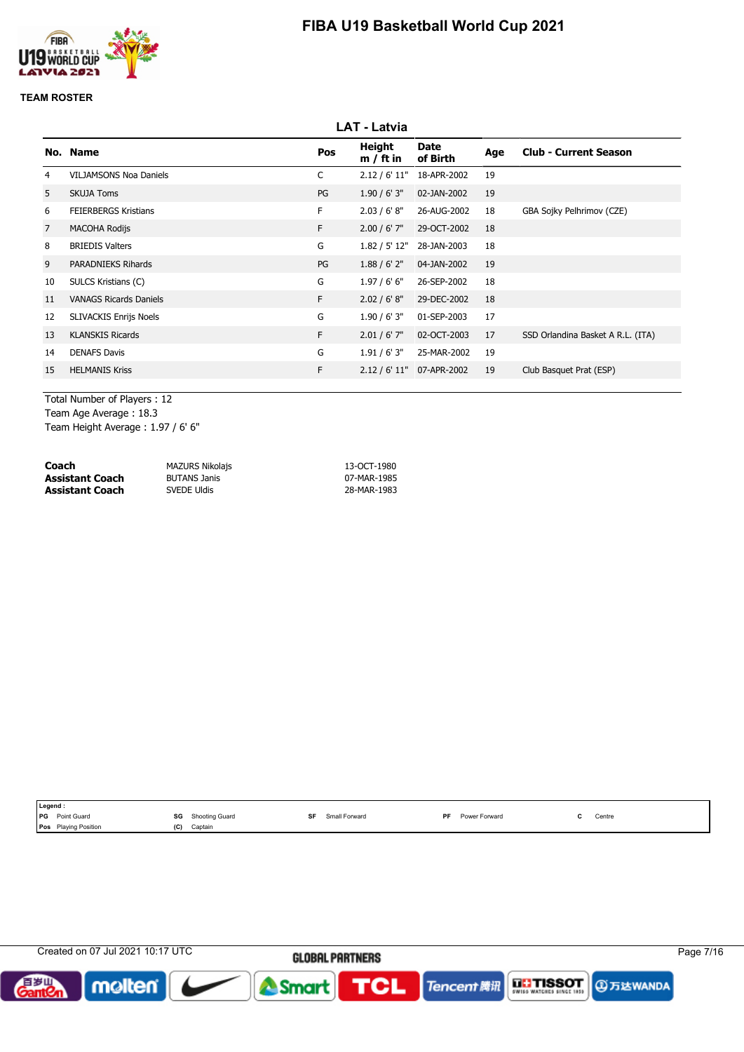# FIBA U19 Basketball World Cup 2021

## TEAM ROSTER

### LAT - Latvia

| No. | Name | Pos | Height m / ft in | Date of Birth | Age | Club - Current Season |
|---|---|---|---|---|---|---|
| 4 | VILJAMSONS Noa Daniels | C | 2.12 / 6' 11" | 18-APR-2002 | 19 | |
| 5 | SKUJA Toms | PG | 1.90 / 6' 3" | 02-JAN-2002 | 19 | |
| 6 | FEIERBERGS Kristians | F | 2.03 / 6' 8" | 26-AUG-2002 | 18 | GBA Sojky Pelhrimov (CZE) |
| 7 | MACOHA Rodijs | F | 2.00 / 6' 7" | 29-OCT-2002 | 18 | |
| 8 | BRIEDIS Valters | G | 1.82 / 5' 12" | 28-JAN-2003 | 18 | |
| 9 | PARADNIEKS Rihards | PG | 1.88 / 6' 2" | 04-JAN-2002 | 19 | |
| 10 | SULCS Kristians (C) | G | 1.97 / 6' 6" | 26-SEP-2002 | 18 | |
| 11 | VANAGS Ricards Daniels | F | 2.02 / 6' 8" | 29-DEC-2002 | 18 | |
| 12 | SLIVACKIS Enrijs Noels | G | 1.90 / 6' 3" | 01-SEP-2003 | 17 | |
| 13 | KLANSKIS Ricards | F | 2.01 / 6' 7" | 02-OCT-2003 | 17 | SSD Orlandina Basket A R.L. (ITA) |
| 14 | DENAFS Davis | G | 1.91 / 6' 3" | 25-MAR-2002 | 19 | |
| 15 | HELMANIS Kriss | F | 2.12 / 6' 11" | 07-APR-2002 | 19 | Club Basquet Prat (ESP) |

Total Number of Players : 12
Team Age Average : 18.3
Team Height Average : 1.97 / 6' 6"

| | | |
|---|---|---|
| **Coach** | MAZURS Nikolajs | 13-OCT-1980 |
| **Assistant Coach** | BUTANS Janis | 07-MAR-1985 |
| **Assistant Coach** | SVEDE Uldis | 28-MAR-1983 |

**Legend :**
PG Point Guard · SG Shooting Guard · SF Small Forward · PF Power Forward · C Centre
Pos Playing Position · (C) Captain

Created on 07 Jul 2021 10:17 UTC

GLOBAL PARTNERS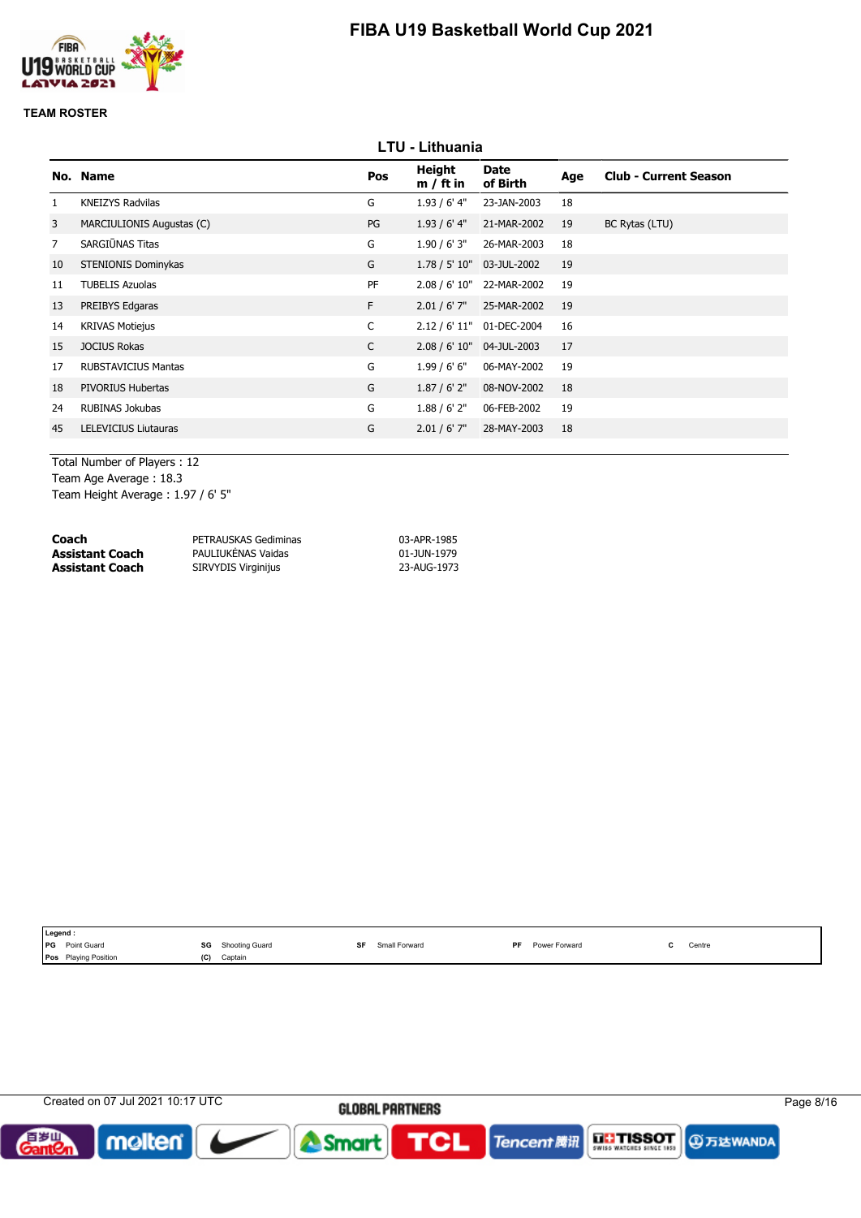# FIBA U19 Basketball World Cup 2021

## TEAM ROSTER

### LTU - Lithuania

| No. | Name | Pos | Height m / ft in | Date of Birth | Age | Club - Current Season |
|---|---|---|---|---|---|---|
| 1 | KNEIZYS Radvilas | G | 1.93 / 6' 4" | 23-JAN-2003 | 18 | |
| 3 | MARCIULIONIS Augustas (C) | PG | 1.93 / 6' 4" | 21-MAR-2002 | 19 | BC Rytas (LTU) |
| 7 | SARGIŪNAS Titas | G | 1.90 / 6' 3" | 26-MAR-2003 | 18 | |
| 10 | STENIONIS Dominykas | G | 1.78 / 5' 10" | 03-JUL-2002 | 19 | |
| 11 | TUBELIS Azuolas | PF | 2.08 / 6' 10" | 22-MAR-2002 | 19 | |
| 13 | PREIBYS Edgaras | F | 2.01 / 6' 7" | 25-MAR-2002 | 19 | |
| 14 | KRIVAS Motiejus | C | 2.12 / 6' 11" | 01-DEC-2004 | 16 | |
| 15 | JOCIUS Rokas | C | 2.08 / 6' 10" | 04-JUL-2003 | 17 | |
| 17 | RUBSTAVICIUS Mantas | G | 1.99 / 6' 6" | 06-MAY-2002 | 19 | |
| 18 | PIVORIUS Hubertas | G | 1.87 / 6' 2" | 08-NOV-2002 | 18 | |
| 24 | RUBINAS Jokubas | G | 1.88 / 6' 2" | 06-FEB-2002 | 19 | |
| 45 | LELEVICIUS Liutauras | G | 2.01 / 6' 7" | 28-MAY-2003 | 18 | |

Total Number of Players : 12
Team Age Average : 18.3
Team Height Average : 1.97 / 6' 5"

| | | |
|---|---|---|
| **Coach** | PETRAUSKAS Gediminas | 03-APR-1985 |
| **Assistant Coach** | PAULIUKĖNAS Vaidas | 01-JUN-1979 |
| **Assistant Coach** | SIRVYDIS Virginijus | 23-AUG-1973 |

**Legend :**

| | | | | | | | | | |
|---|---|---|---|---|---|---|---|---|---|
| PG | Point Guard | SG | Shooting Guard | SF | Small Forward | PF | Power Forward | C | Centre |
| Pos | Playing Position | (C) | Captain | | | | | | |

Created on 07 Jul 2021 10:17 UTC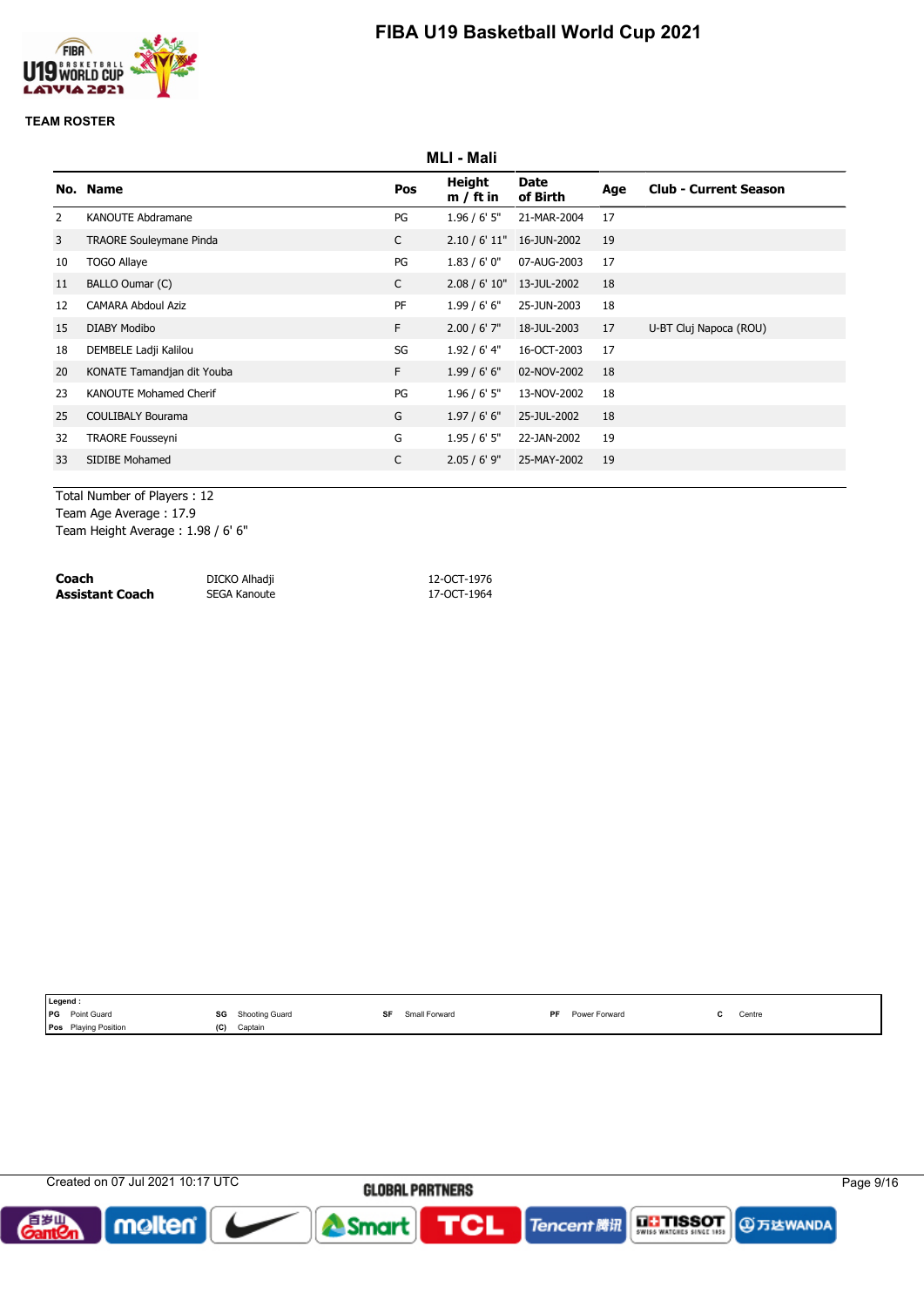# FIBA U19 Basketball World Cup 2021

## TEAM ROSTER

### MLI - Mali

| No. | Name | Pos | Height m / ft in | Date of Birth | Age | Club - Current Season |
|---|---|---|---|---|---|---|
| 2 | KANOUTE Abdramane | PG | 1.96 / 6' 5" | 21-MAR-2004 | 17 | |
| 3 | TRAORE Souleymane Pinda | C | 2.10 / 6' 11" | 16-JUN-2002 | 19 | |
| 10 | TOGO Allaye | PG | 1.83 / 6' 0" | 07-AUG-2003 | 17 | |
| 11 | BALLO Oumar (C) | C | 2.08 / 6' 10" | 13-JUL-2002 | 18 | |
| 12 | CAMARA Abdoul Aziz | PF | 1.99 / 6' 6" | 25-JUN-2003 | 18 | |
| 15 | DIABY Modibo | F | 2.00 / 6' 7" | 18-JUL-2003 | 17 | U-BT Cluj Napoca (ROU) |
| 18 | DEMBELE Ladji Kalilou | SG | 1.92 / 6' 4" | 16-OCT-2003 | 17 | |
| 20 | KONATE Tamandjan dit Youba | F | 1.99 / 6' 6" | 02-NOV-2002 | 18 | |
| 23 | KANOUTE Mohamed Cherif | PG | 1.96 / 6' 5" | 13-NOV-2002 | 18 | |
| 25 | COULIBALY Bourama | G | 1.97 / 6' 6" | 25-JUL-2002 | 18 | |
| 32 | TRAORE Fousseyni | G | 1.95 / 6' 5" | 22-JAN-2002 | 19 | |
| 33 | SIDIBE Mohamed | C | 2.05 / 6' 9" | 25-MAY-2002 | 19 | |

Total Number of Players : 12
Team Age Average : 17.9
Team Height Average : 1.98 / 6' 6"

| | | |
|---|---|---|
| **Coach** | DICKO Alhadji | 12-OCT-1976 |
| **Assistant Coach** | SEGA Kanoute | 17-OCT-1964 |

**Legend :**

| | | | | | | | | | |
|---|---|---|---|---|---|---|---|---|---|
| PG | Point Guard | SG | Shooting Guard | SF | Small Forward | PF | Power Forward | C | Centre |
| Pos | Playing Position | (C) | Captain | | | | | | |

Created on 07 Jul 2021 10:17 UTC

GLOBAL PARTNERS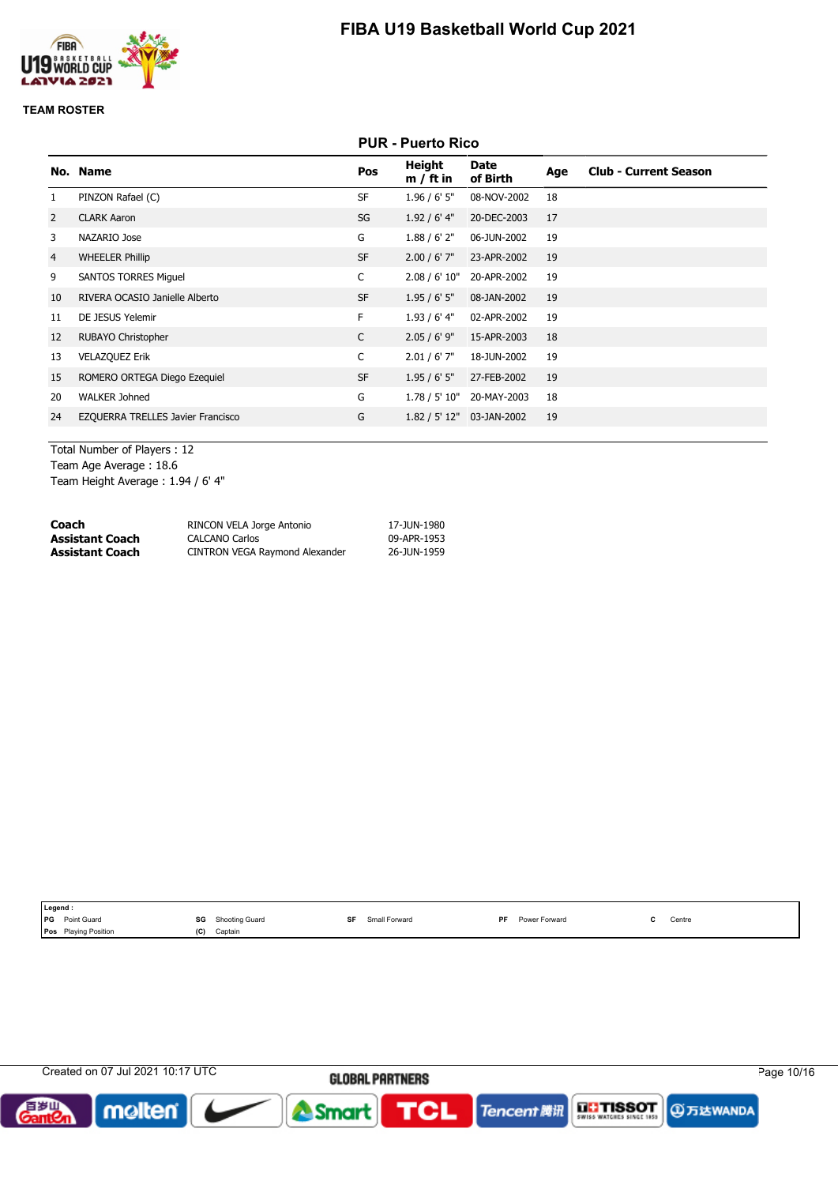# FIBA U19 Basketball World Cup 2021

**TEAM ROSTER**

## PUR - Puerto Rico

| No. | Name | Pos | Height m / ft in | Date of Birth | Age | Club - Current Season |
|---|---|---|---|---|---|---|
| 1 | PINZON Rafael (C) | SF | 1.96 / 6' 5" | 08-NOV-2002 | 18 | |
| 2 | CLARK Aaron | SG | 1.92 / 6' 4" | 20-DEC-2003 | 17 | |
| 3 | NAZARIO Jose | G | 1.88 / 6' 2" | 06-JUN-2002 | 19 | |
| 4 | WHEELER Phillip | SF | 2.00 / 6' 7" | 23-APR-2002 | 19 | |
| 9 | SANTOS TORRES Miguel | C | 2.08 / 6' 10" | 20-APR-2002 | 19 | |
| 10 | RIVERA OCASIO Janielle Alberto | SF | 1.95 / 6' 5" | 08-JAN-2002 | 19 | |
| 11 | DE JESUS Yelemir | F | 1.93 / 6' 4" | 02-APR-2002 | 19 | |
| 12 | RUBAYO Christopher | C | 2.05 / 6' 9" | 15-APR-2003 | 18 | |
| 13 | VELAZQUEZ Erik | C | 2.01 / 6' 7" | 18-JUN-2002 | 19 | |
| 15 | ROMERO ORTEGA Diego Ezequiel | SF | 1.95 / 6' 5" | 27-FEB-2002 | 19 | |
| 20 | WALKER Johned | G | 1.78 / 5' 10" | 20-MAY-2003 | 18 | |
| 24 | EZQUERRA TRELLES Javier Francisco | G | 1.82 / 5' 12" | 03-JAN-2002 | 19 | |

Total Number of Players : 12
Team Age Average : 18.6
Team Height Average : 1.94 / 6' 4"

| | | |
|---|---|---|
| **Coach** | RINCON VELA Jorge Antonio | 17-JUN-1980 |
| **Assistant Coach** | CALCANO Carlos | 09-APR-1953 |
| **Assistant Coach** | CINTRON VEGA Raymond Alexander | 26-JUN-1959 |

Legend :

| | | | | | | | | | |
|---|---|---|---|---|---|---|---|---|---|
| PG | Point Guard | SG | Shooting Guard | SF | Small Forward | PF | Power Forward | C | Centre |
| Pos | Playing Position | (C) | Captain | | | | | | |

Created on 07 Jul 2021 10:17 UTC

GLOBAL PARTNERS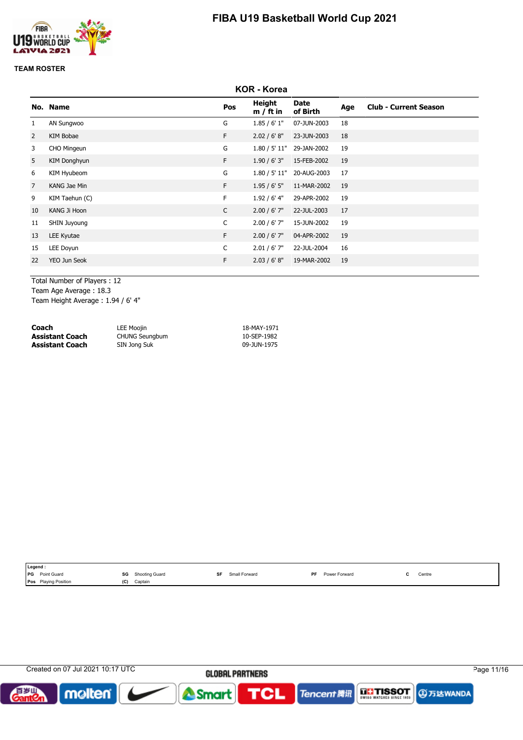# FIBA U19 Basketball World Cup 2021

## TEAM ROSTER

### KOR - Korea

| No. | Name | Pos | Height m / ft in | Date of Birth | Age | Club - Current Season |
|---|---|---|---|---|---|---|
| 1 | AN Sungwoo | G | 1.85 / 6' 1" | 07-JUN-2003 | 18 | |
| 2 | KIM Bobae | F | 2.02 / 6' 8" | 23-JUN-2003 | 18 | |
| 3 | CHO Mingeun | G | 1.80 / 5' 11" | 29-JAN-2002 | 19 | |
| 5 | KIM Donghyun | F | 1.90 / 6' 3" | 15-FEB-2002 | 19 | |
| 6 | KIM Hyubeom | G | 1.80 / 5' 11" | 20-AUG-2003 | 17 | |
| 7 | KANG Jae Min | F | 1.95 / 6' 5" | 11-MAR-2002 | 19 | |
| 9 | KIM Taehun (C) | F | 1.92 / 6' 4" | 29-APR-2002 | 19 | |
| 10 | KANG Ji Hoon | C | 2.00 / 6' 7" | 22-JUL-2003 | 17 | |
| 11 | SHIN Juyoung | C | 2.00 / 6' 7" | 15-JUN-2002 | 19 | |
| 13 | LEE Kyutae | F | 2.00 / 6' 7" | 04-APR-2002 | 19 | |
| 15 | LEE Doyun | C | 2.01 / 6' 7" | 22-JUL-2004 | 16 | |
| 22 | YEO Jun Seok | F | 2.03 / 6' 8" | 19-MAR-2002 | 19 | |

Total Number of Players : 12
Team Age Average : 18.3
Team Height Average : 1.94 / 6' 4"

| | | |
|---|---|---|
| **Coach** | LEE Moojin | 18-MAY-1971 |
| **Assistant Coach** | CHUNG Seungbum | 10-SEP-1982 |
| **Assistant Coach** | SIN Jong Suk | 09-JUN-1975 |

**Legend :**

| | | | | | | | | | |
|---|---|---|---|---|---|---|---|---|---|
| PG | Point Guard | SG | Shooting Guard | SF | Small Forward | PF | Power Forward | C | Centre |
| Pos | Playing Position | (C) | Captain | | | | | | |

Created on 07 Jul 2021 10:17 UTC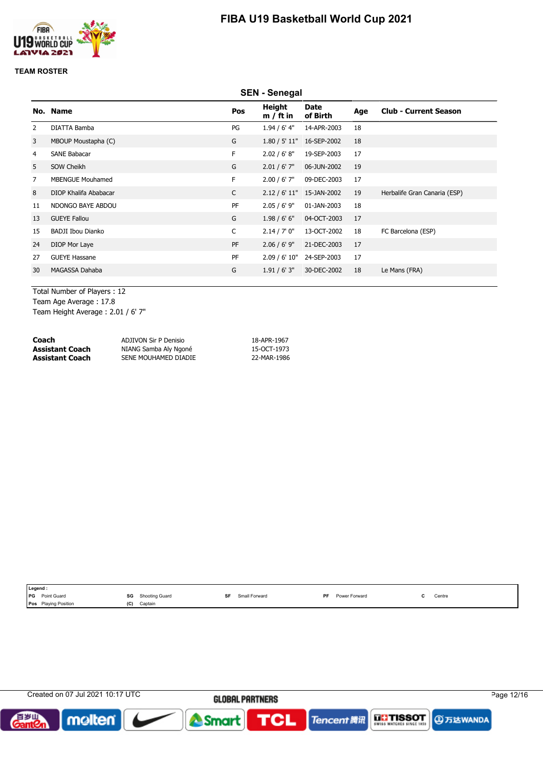# FIBA U19 Basketball World Cup 2021

## TEAM ROSTER

### SEN - Senegal

| No. | Name | Pos | Height m / ft in | Date of Birth | Age | Club - Current Season |
|---|---|---|---|---|---|---|
| 2 | DIATTA Bamba | PG | 1.94 / 6' 4" | 14-APR-2003 | 18 | |
| 3 | MBOUP Moustapha (C) | G | 1.80 / 5' 11" | 16-SEP-2002 | 18 | |
| 4 | SANE Babacar | F | 2.02 / 6' 8" | 19-SEP-2003 | 17 | |
| 5 | SOW Cheikh | G | 2.01 / 6' 7" | 06-JUN-2002 | 19 | |
| 7 | MBENGUE Mouhamed | F | 2.00 / 6' 7" | 09-DEC-2003 | 17 | |
| 8 | DIOP Khalifa Ababacar | C | 2.12 / 6' 11" | 15-JAN-2002 | 19 | Herbalife Gran Canaria (ESP) |
| 11 | NDONGO BAYE ABDOU | PF | 2.05 / 6' 9" | 01-JAN-2003 | 18 | |
| 13 | GUEYE Fallou | G | 1.98 / 6' 6" | 04-OCT-2003 | 17 | |
| 15 | BADJI Ibou Dianko | C | 2.14 / 7' 0" | 13-OCT-2002 | 18 | FC Barcelona (ESP) |
| 24 | DIOP Mor Laye | PF | 2.06 / 6' 9" | 21-DEC-2003 | 17 | |
| 27 | GUEYE Hassane | PF | 2.09 / 6' 10" | 24-SEP-2003 | 17 | |
| 30 | MAGASSA Dahaba | G | 1.91 / 6' 3" | 30-DEC-2002 | 18 | Le Mans (FRA) |

Total Number of Players : 12
Team Age Average : 17.8
Team Height Average : 2.01 / 6' 7"

| | | |
|---|---|---|
| **Coach** | ADJIVON Sir P Denisio | 18-APR-1967 |
| **Assistant Coach** | NIANG Samba Aly Ngoné | 15-OCT-1973 |
| **Assistant Coach** | SENE MOUHAMED DIADIE | 22-MAR-1986 |

**Legend :**

| | | | | | | | | | |
|---|---|---|---|---|---|---|---|---|---|
| PG | Point Guard | SG | Shooting Guard | SF | Small Forward | PF | Power Forward | C | Centre |
| Pos | Playing Position | (C) | Captain | | | | | | |

Created on 07 Jul 2021 10:17 UTC

GLOBAL PARTNERS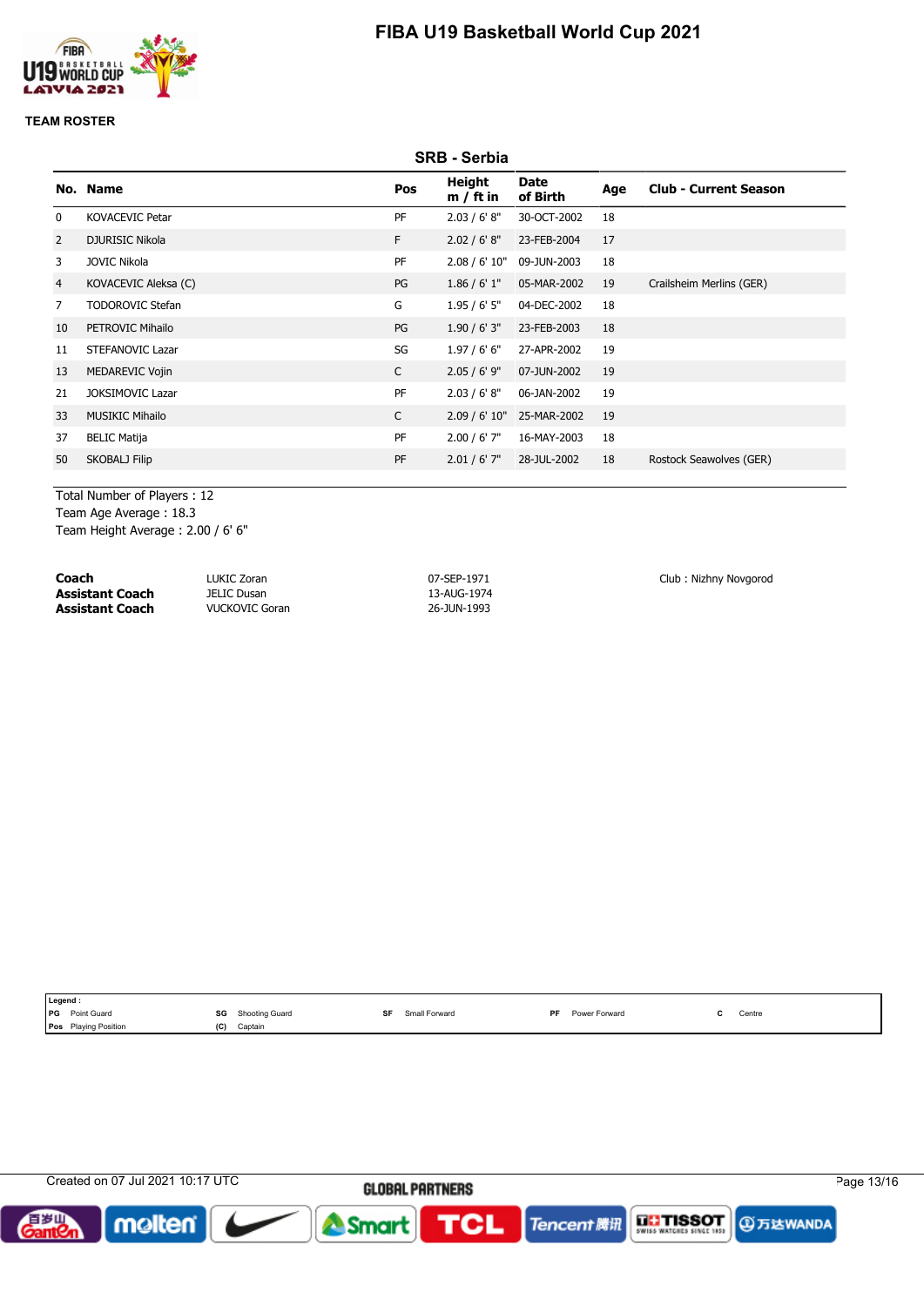# FIBA U19 Basketball World Cup 2021

## TEAM ROSTER

### SRB - Serbia

| No. | Name | Pos | Height m / ft in | Date of Birth | Age | Club - Current Season |
|---|---|---|---|---|---|---|
| 0 | KOVACEVIC Petar | PF | 2.03 / 6' 8" | 30-OCT-2002 | 18 | |
| 2 | DJURISIC Nikola | F | 2.02 / 6' 8" | 23-FEB-2004 | 17 | |
| 3 | JOVIC Nikola | PF | 2.08 / 6' 10" | 09-JUN-2003 | 18 | |
| 4 | KOVACEVIC Aleksa (C) | PG | 1.86 / 6' 1" | 05-MAR-2002 | 19 | Crailsheim Merlins (GER) |
| 7 | TODOROVIC Stefan | G | 1.95 / 6' 5" | 04-DEC-2002 | 18 | |
| 10 | PETROVIC Mihailo | PG | 1.90 / 6' 3" | 23-FEB-2003 | 18 | |
| 11 | STEFANOVIC Lazar | SG | 1.97 / 6' 6" | 27-APR-2002 | 19 | |
| 13 | MEDAREVIC Vojin | C | 2.05 / 6' 9" | 07-JUN-2002 | 19 | |
| 21 | JOKSIMOVIC Lazar | PF | 2.03 / 6' 8" | 06-JAN-2002 | 19 | |
| 33 | MUSIKIC Mihailo | C | 2.09 / 6' 10" | 25-MAR-2002 | 19 | |
| 37 | BELIC Matija | PF | 2.00 / 6' 7" | 16-MAY-2003 | 18 | |
| 50 | SKOBALJ Filip | PF | 2.01 / 6' 7" | 28-JUL-2002 | 18 | Rostock Seawolves (GER) |

Total Number of Players : 12
Team Age Average : 18.3
Team Height Average : 2.00 / 6' 6"

| | | | |
|---|---|---|---|
| **Coach** | LUKIC Zoran | 07-SEP-1971 | Club : Nizhny Novgorod |
| **Assistant Coach** | JELIC Dusan | 13-AUG-1974 | |
| **Assistant Coach** | VUCKOVIC Goran | 26-JUN-1993 | |

**Legend :**

| | | | | | | | | | |
|---|---|---|---|---|---|---|---|---|---|
| PG | Point Guard | SG | Shooting Guard | SF | Small Forward | PF | Power Forward | C | Centre |
| Pos | Playing Position | (C) | Captain | | | | | | |

Created on 07 Jul 2021 10:17 UTC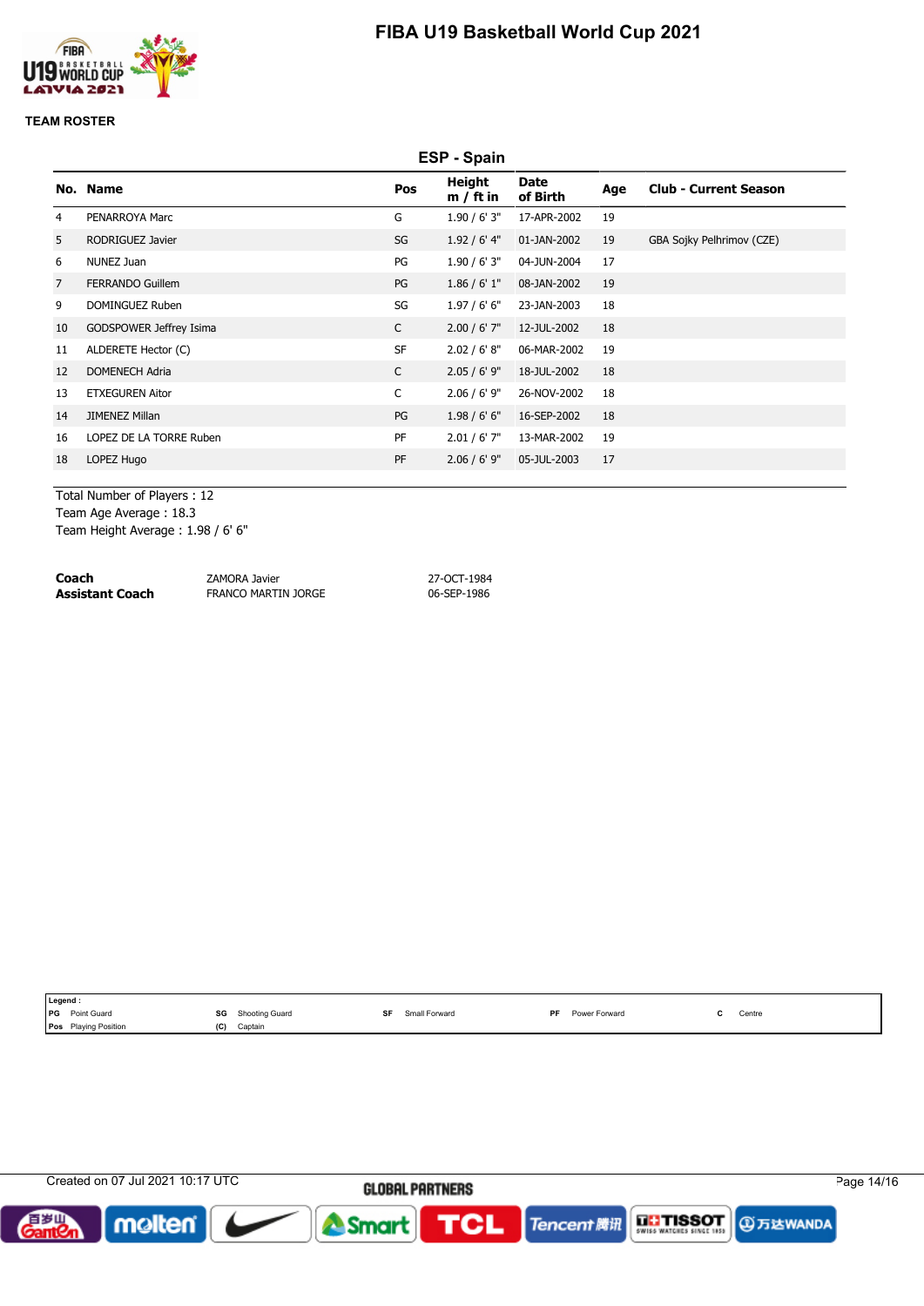# FIBA U19 Basketball World Cup 2021

**TEAM ROSTER**

## ESP - Spain

| No. | Name | Pos | Height m / ft in | Date of Birth | Age | Club - Current Season |
|---|---|---|---|---|---|---|
| 4 | PENARROYA Marc | G | 1.90 / 6' 3" | 17-APR-2002 | 19 | |
| 5 | RODRIGUEZ Javier | SG | 1.92 / 6' 4" | 01-JAN-2002 | 19 | GBA Sojky Pelhrimov (CZE) |
| 6 | NUNEZ Juan | PG | 1.90 / 6' 3" | 04-JUN-2004 | 17 | |
| 7 | FERRANDO Guillem | PG | 1.86 / 6' 1" | 08-JAN-2002 | 19 | |
| 9 | DOMINGUEZ Ruben | SG | 1.97 / 6' 6" | 23-JAN-2003 | 18 | |
| 10 | GODSPOWER Jeffrey Isima | C | 2.00 / 6' 7" | 12-JUL-2002 | 18 | |
| 11 | ALDERETE Hector (C) | SF | 2.02 / 6' 8" | 06-MAR-2002 | 19 | |
| 12 | DOMENECH Adria | C | 2.05 / 6' 9" | 18-JUL-2002 | 18 | |
| 13 | ETXEGUREN Aitor | C | 2.06 / 6' 9" | 26-NOV-2002 | 18 | |
| 14 | JIMENEZ Millan | PG | 1.98 / 6' 6" | 16-SEP-2002 | 18 | |
| 16 | LOPEZ DE LA TORRE Ruben | PF | 2.01 / 6' 7" | 13-MAR-2002 | 19 | |
| 18 | LOPEZ Hugo | PF | 2.06 / 6' 9" | 05-JUL-2003 | 17 | |

Total Number of Players : 12
Team Age Average : 18.3
Team Height Average : 1.98 / 6' 6"

| | | |
|---|---|---|
| **Coach** | ZAMORA Javier | 27-OCT-1984 |
| **Assistant Coach** | FRANCO MARTIN JORGE | 06-SEP-1986 |

**Legend :**
PG Point Guard — SG Shooting Guard — SF Small Forward — PF Power Forward — C Centre
Pos Playing Position — (C) Captain

Created on 07 Jul 2021 10:17 UTC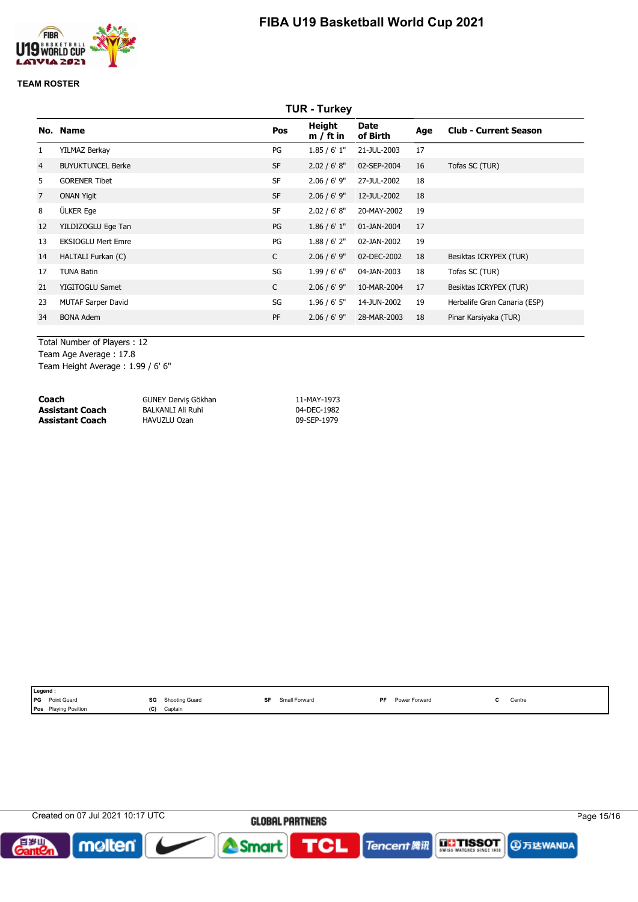# FIBA U19 Basketball World Cup 2021

## TEAM ROSTER

### TUR - Turkey

| No. | Name | Pos | Height m / ft in | Date of Birth | Age | Club - Current Season |
|---|---|---|---|---|---|---|
| 1 | YILMAZ Berkay | PG | 1.85 / 6' 1" | 21-JUL-2003 | 17 | |
| 4 | BUYUKTUNCEL Berke | SF | 2.02 / 6' 8" | 02-SEP-2004 | 16 | Tofas SC (TUR) |
| 5 | GORENER Tibet | SF | 2.06 / 6' 9" | 27-JUL-2002 | 18 | |
| 7 | ONAN Yigit | SF | 2.06 / 6' 9" | 12-JUL-2002 | 18 | |
| 8 | ÜLKER Ege | SF | 2.02 / 6' 8" | 20-MAY-2002 | 19 | |
| 12 | YILDIZOGLU Ege Tan | PG | 1.86 / 6' 1" | 01-JAN-2004 | 17 | |
| 13 | EKSIOGLU Mert Emre | PG | 1.88 / 6' 2" | 02-JAN-2002 | 19 | |
| 14 | HALTALI Furkan (C) | C | 2.06 / 6' 9" | 02-DEC-2002 | 18 | Besiktas ICRYPEX (TUR) |
| 17 | TUNA Batin | SG | 1.99 / 6' 6" | 04-JAN-2003 | 18 | Tofas SC (TUR) |
| 21 | YIGITOGLU Samet | C | 2.06 / 6' 9" | 10-MAR-2004 | 17 | Besiktas ICRYPEX (TUR) |
| 23 | MUTAF Sarper David | SG | 1.96 / 6' 5" | 14-JUN-2002 | 19 | Herbalife Gran Canaria (ESP) |
| 34 | BONA Adem | PF | 2.06 / 6' 9" | 28-MAR-2003 | 18 | Pinar Karsiyaka (TUR) |

Total Number of Players : 12
Team Age Average : 17.8
Team Height Average : 1.99 / 6' 6"

| | | |
|---|---|---|
| **Coach** | GUNEY Derviş Gökhan | 11-MAY-1973 |
| **Assistant Coach** | BALKANLI Ali Ruhi | 04-DEC-1982 |
| **Assistant Coach** | HAVUZLU Ozan | 09-SEP-1979 |

**Legend :**

| | | | | | | | | | |
|---|---|---|---|---|---|---|---|---|---|
| PG | Point Guard | SG | Shooting Guard | SF | Small Forward | PF | Power Forward | C | Centre |
| Pos | Playing Position | (C) | Captain | | | | | | |

Created on 07 Jul 2021 10:17 UTC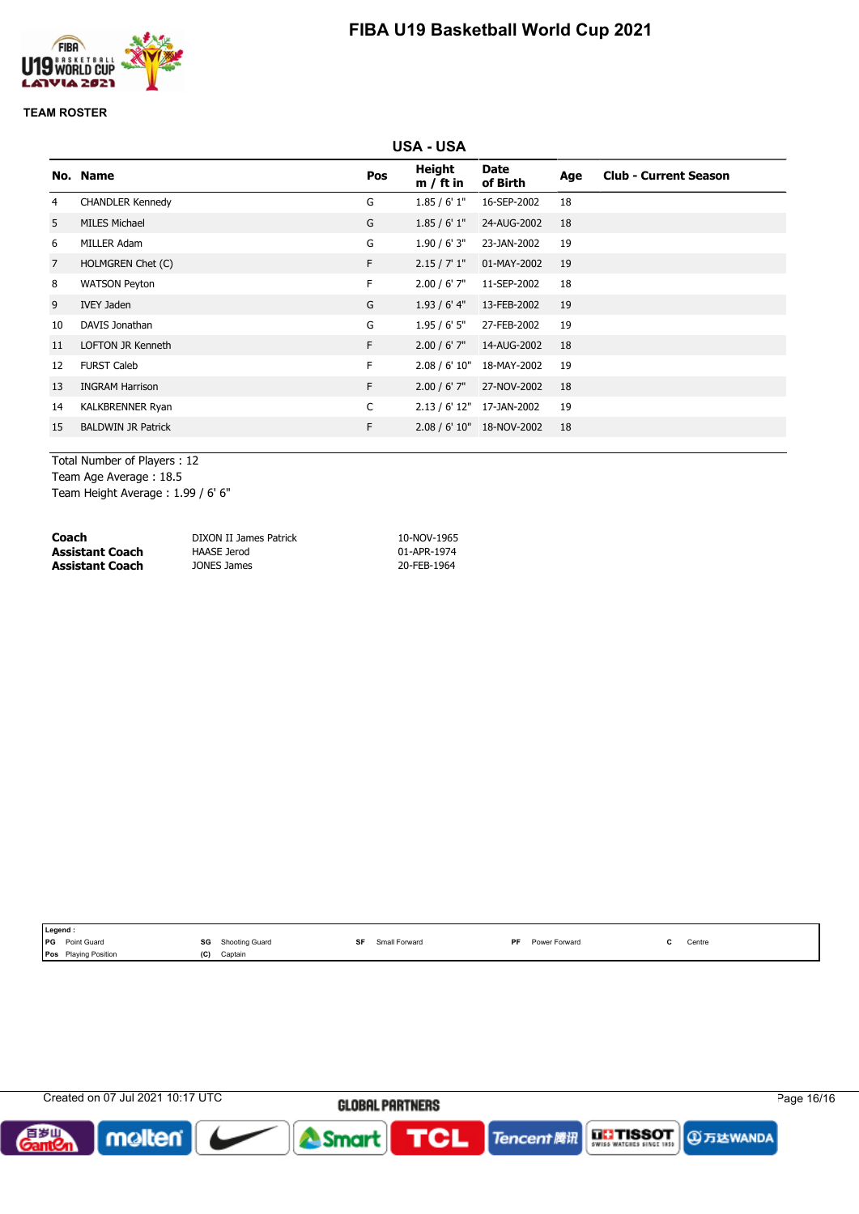# FIBA U19 Basketball World Cup 2021

**TEAM ROSTER**

## USA - USA

| No. | Name | Pos | Height m / ft in | Date of Birth | Age | Club - Current Season |
|---|---|---|---|---|---|---|
| 4 | CHANDLER Kennedy | G | 1.85 / 6' 1" | 16-SEP-2002 | 18 | |
| 5 | MILES Michael | G | 1.85 / 6' 1" | 24-AUG-2002 | 18 | |
| 6 | MILLER Adam | G | 1.90 / 6' 3" | 23-JAN-2002 | 19 | |
| 7 | HOLMGREN Chet (C) | F | 2.15 / 7' 1" | 01-MAY-2002 | 19 | |
| 8 | WATSON Peyton | F | 2.00 / 6' 7" | 11-SEP-2002 | 18 | |
| 9 | IVEY Jaden | G | 1.93 / 6' 4" | 13-FEB-2002 | 19 | |
| 10 | DAVIS Jonathan | G | 1.95 / 6' 5" | 27-FEB-2002 | 19 | |
| 11 | LOFTON JR Kenneth | F | 2.00 / 6' 7" | 14-AUG-2002 | 18 | |
| 12 | FURST Caleb | F | 2.08 / 6' 10" | 18-MAY-2002 | 19 | |
| 13 | INGRAM Harrison | F | 2.00 / 6' 7" | 27-NOV-2002 | 18 | |
| 14 | KALKBRENNER Ryan | C | 2.13 / 6' 12" | 17-JAN-2002 | 19 | |
| 15 | BALDWIN JR Patrick | F | 2.08 / 6' 10" | 18-NOV-2002 | 18 | |

Total Number of Players : 12
Team Age Average : 18.5
Team Height Average : 1.99 / 6' 6"

| | | |
|---|---|---|
| **Coach** | DIXON II James Patrick | 10-NOV-1965 |
| **Assistant Coach** | HAASE Jerod | 01-APR-1974 |
| **Assistant Coach** | JONES James | 20-FEB-1964 |

Legend :

| | | | | | | | | | |
|---|---|---|---|---|---|---|---|---|---|
| PG | Point Guard | SG | Shooting Guard | SF | Small Forward | PF | Power Forward | C | Centre |
| Pos | Playing Position | (C) | Captain | | | | | | |

Created on 07 Jul 2021 10:17 UTC

GLOBAL PARTNERS